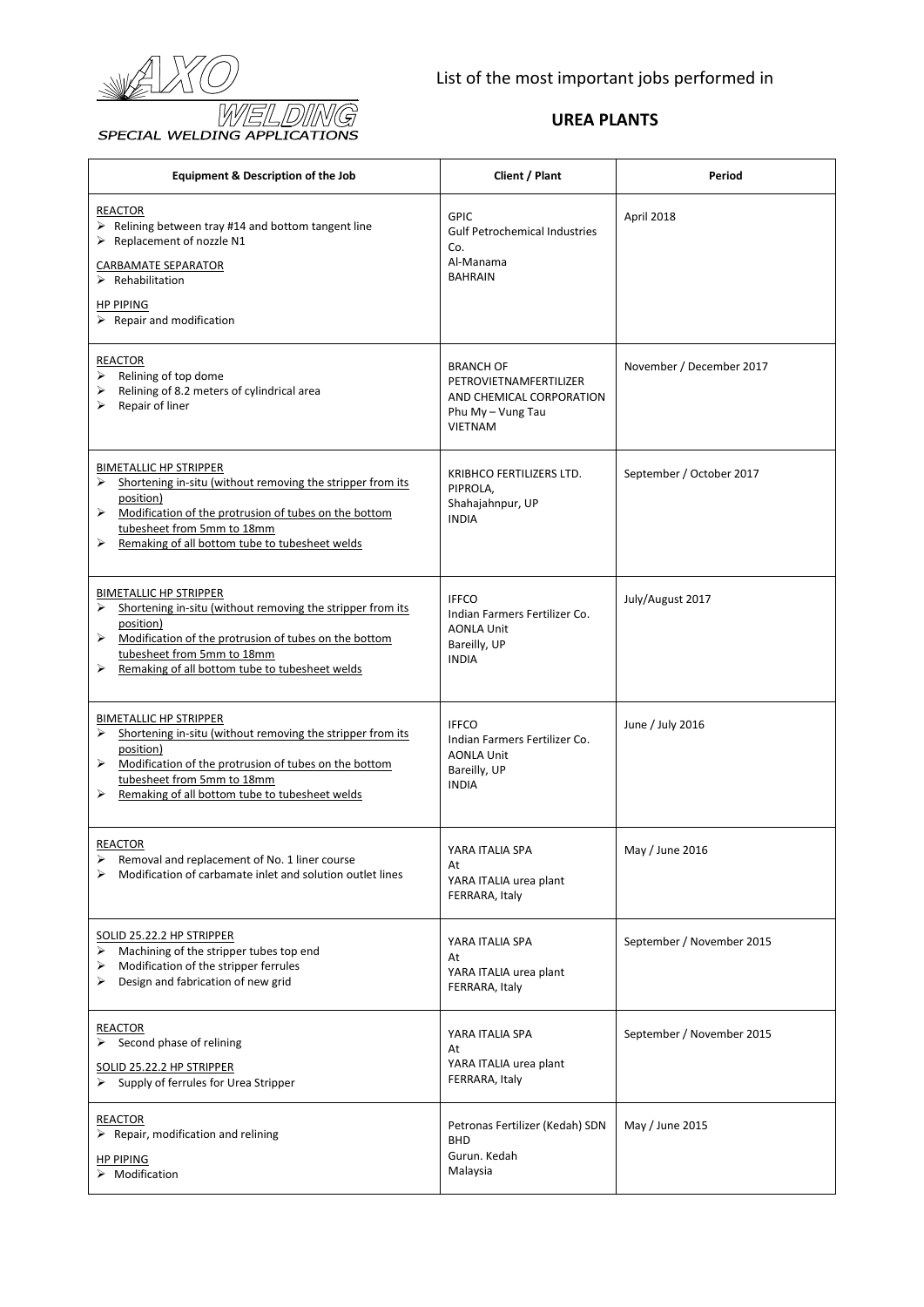AXO WELDING
SPECIAL WELDING APPLICATIONS

List of the most important jobs performed in

## UREA PLANTS

| Equipment & Description of the Job | Client / Plant | Period |
|---|---|---|
| REACTOR<br>➢ Relining between tray #14 and bottom tangent line<br>➢ Replacement of nozzle N1<br>CARBAMATE SEPARATOR<br>➢ Rehabilitation<br>HP PIPING<br>➢ Repair and modification | GPIC<br>Gulf Petrochemical Industries Co.<br>Al-Manama<br>BAHRAIN | April 2018 |
| REACTOR<br>➢ Relining of top dome<br>➢ Relining of 8.2 meters of cylindrical area<br>➢ Repair of liner | BRANCH OF PETROVIETNAMFERTILIZER AND CHEMICAL CORPORATION<br>Phu My – Vung Tau<br>VIETNAM | November / December 2017 |
| BIMETALLIC HP STRIPPER<br>➢ Shortening in-situ (without removing the stripper from its position)<br>➢ Modification of the protrusion of tubes on the bottom tubesheet from 5mm to 18mm<br>➢ Remaking of all bottom tube to tubesheet welds | KRIBHCO FERTILIZERS LTD.<br>PIPROLA,<br>Shahajahnpur, UP<br>INDIA | September / October 2017 |
| BIMETALLIC HP STRIPPER<br>➢ Shortening in-situ (without removing the stripper from its position)<br>➢ Modification of the protrusion of tubes on the bottom tubesheet from 5mm to 18mm<br>➢ Remaking of all bottom tube to tubesheet welds | IFFCO<br>Indian Farmers Fertilizer Co.<br>AONLA Unit<br>Bareilly, UP<br>INDIA | July/August 2017 |
| BIMETALLIC HP STRIPPER<br>➢ Shortening in-situ (without removing the stripper from its position)<br>➢ Modification of the protrusion of tubes on the bottom tubesheet from 5mm to 18mm<br>➢ Remaking of all bottom tube to tubesheet welds | IFFCO<br>Indian Farmers Fertilizer Co.<br>AONLA Unit<br>Bareilly, UP<br>INDIA | June / July 2016 |
| REACTOR<br>➢ Removal and replacement of No. 1 liner course<br>➢ Modification of carbamate inlet and solution outlet lines | YARA ITALIA SPA<br>At<br>YARA ITALIA urea plant<br>FERRARA, Italy | May / June 2016 |
| SOLID 25.22.2 HP STRIPPER<br>➢ Machining of the stripper tubes top end<br>➢ Modification of the stripper ferrules<br>➢ Design and fabrication of new grid | YARA ITALIA SPA<br>At<br>YARA ITALIA urea plant<br>FERRARA, Italy | September / November 2015 |
| REACTOR<br>➢ Second phase of relining<br>SOLID 25.22.2 HP STRIPPER<br>➢ Supply of ferrules for Urea Stripper | YARA ITALIA SPA<br>At<br>YARA ITALIA urea plant<br>FERRARA, Italy | September / November 2015 |
| REACTOR<br>➢ Repair, modification and relining<br>HP PIPING<br>➢ Modification | Petronas Fertilizer (Kedah) SDN BHD<br>Gurun. Kedah<br>Malaysia | May / June 2015 |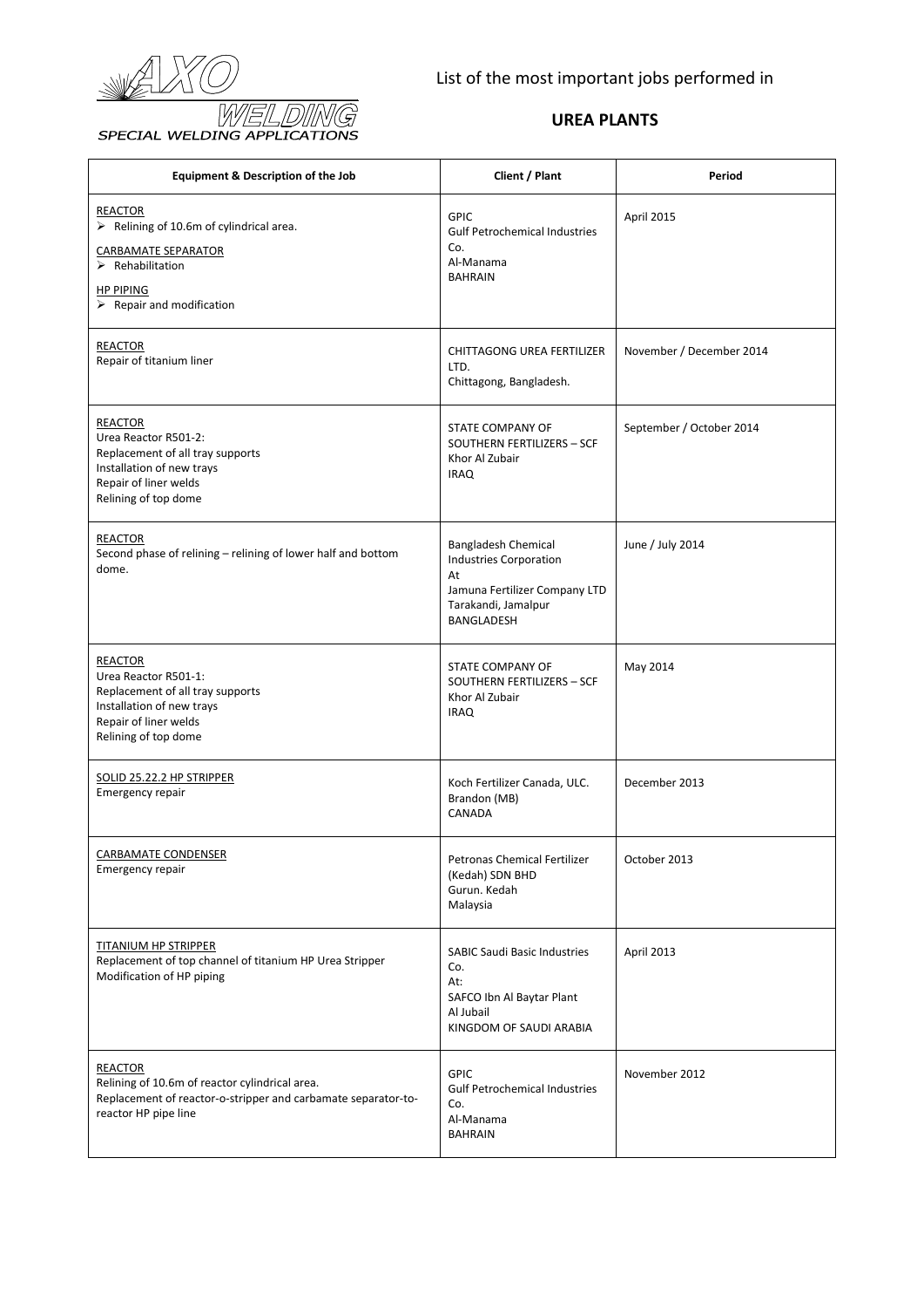AXO WELDING
SPECIAL WELDING APPLICATIONS

List of the most important jobs performed in

## UREA PLANTS

| Equipment & Description of the Job | Client / Plant | Period |
|---|---|---|
| REACTOR<br>➢ Relining of 10.6m of cylindrical area.<br>CARBAMATE SEPARATOR<br>➢ Rehabilitation<br>HP PIPING<br>➢ Repair and modification | GPIC<br>Gulf Petrochemical Industries Co.<br>Al-Manama<br>BAHRAIN | April 2015 |
| REACTOR<br>Repair of titanium liner | CHITTAGONG UREA FERTILIZER LTD.<br>Chittagong, Bangladesh. | November / December 2014 |
| REACTOR<br>Urea Reactor R501-2:<br>Replacement of all tray supports<br>Installation of new trays<br>Repair of liner welds<br>Relining of top dome | STATE COMPANY OF SOUTHERN FERTILIZERS – SCF<br>Khor Al Zubair<br>IRAQ | September / October 2014 |
| REACTOR<br>Second phase of relining – relining of lower half and bottom dome. | Bangladesh Chemical Industries Corporation<br>At<br>Jamuna Fertilizer Company LTD<br>Tarakandi, Jamalpur<br>BANGLADESH | June / July 2014 |
| REACTOR<br>Urea Reactor R501-1:<br>Replacement of all tray supports<br>Installation of new trays<br>Repair of liner welds<br>Relining of top dome | STATE COMPANY OF SOUTHERN FERTILIZERS – SCF<br>Khor Al Zubair<br>IRAQ | May 2014 |
| SOLID 25.22.2 HP STRIPPER<br>Emergency repair | Koch Fertilizer Canada, ULC.<br>Brandon (MB)<br>CANADA | December 2013 |
| CARBAMATE CONDENSER<br>Emergency repair | Petronas Chemical Fertilizer (Kedah) SDN BHD<br>Gurun. Kedah<br>Malaysia | October 2013 |
| TITANIUM HP STRIPPER<br>Replacement of top channel of titanium HP Urea Stripper<br>Modification of HP piping | SABIC Saudi Basic Industries Co.<br>At:<br>SAFCO Ibn Al Baytar Plant<br>Al Jubail<br>KINGDOM OF SAUDI ARABIA | April 2013 |
| REACTOR<br>Relining of 10.6m of reactor cylindrical area.<br>Replacement of reactor-o-stripper and carbamate separator-to-reactor HP pipe line | GPIC<br>Gulf Petrochemical Industries Co.<br>Al-Manama<br>BAHRAIN | November 2012 |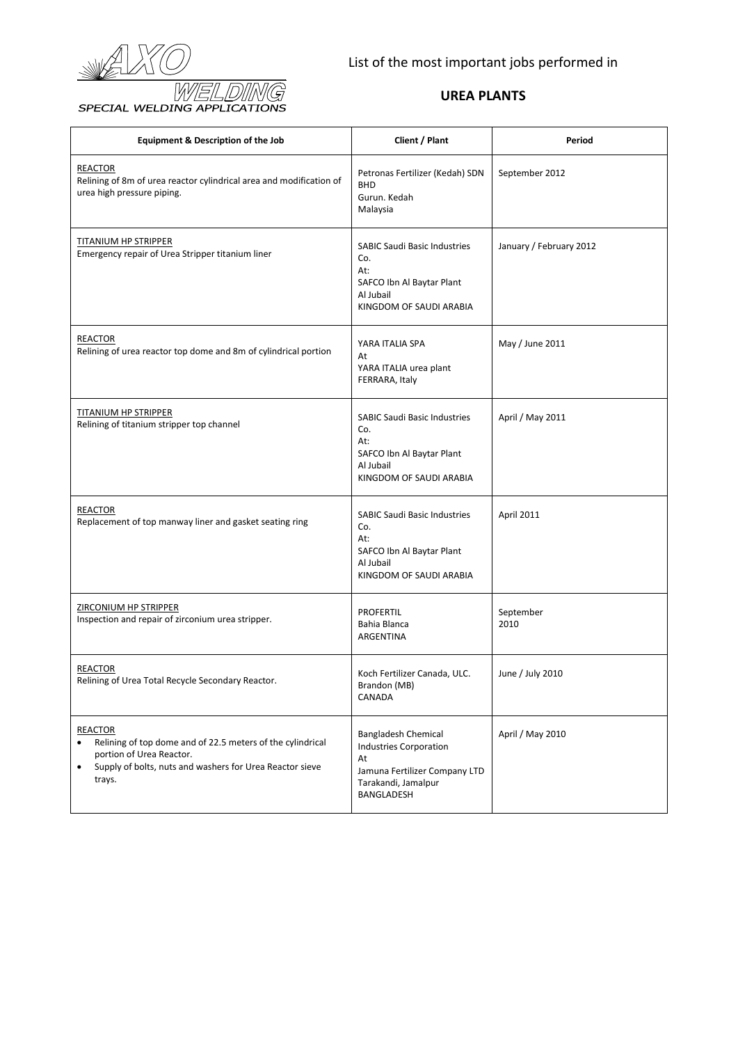AXO WELDING
*SPECIAL WELDING APPLICATIONS*

List of the most important jobs performed in

## UREA PLANTS

| Equipment & Description of the Job | Client / Plant | Period |
|---|---|---|
| REACTOR<br>Relining of 8m of urea reactor cylindrical area and modification of urea high pressure piping. | Petronas Fertilizer (Kedah) SDN BHD<br>Gurun. Kedah<br>Malaysia | September 2012 |
| TITANIUM HP STRIPPER<br>Emergency repair of Urea Stripper titanium liner | SABIC Saudi Basic Industries Co.<br>At:<br>SAFCO Ibn Al Baytar Plant<br>Al Jubail<br>KINGDOM OF SAUDI ARABIA | January / February 2012 |
| REACTOR<br>Relining of urea reactor top dome and 8m of cylindrical portion | YARA ITALIA SPA<br>At<br>YARA ITALIA urea plant<br>FERRARA, Italy | May / June 2011 |
| TITANIUM HP STRIPPER<br>Relining of titanium stripper top channel | SABIC Saudi Basic Industries Co.<br>At:<br>SAFCO Ibn Al Baytar Plant<br>Al Jubail<br>KINGDOM OF SAUDI ARABIA | April / May 2011 |
| REACTOR<br>Replacement of top manway liner and gasket seating ring | SABIC Saudi Basic Industries Co.<br>At:<br>SAFCO Ibn Al Baytar Plant<br>Al Jubail<br>KINGDOM OF SAUDI ARABIA | April 2011 |
| ZIRCONIUM HP STRIPPER<br>Inspection and repair of zirconium urea stripper. | PROFERTIL<br>Bahia Blanca<br>ARGENTINA | September 2010 |
| REACTOR<br>Relining of Urea Total Recycle Secondary Reactor. | Koch Fertilizer Canada, ULC.<br>Brandon (MB)<br>CANADA | June / July 2010 |
| REACTOR<br>• Relining of top dome and of 22.5 meters of the cylindrical portion of Urea Reactor.<br>• Supply of bolts, nuts and washers for Urea Reactor sieve trays. | Bangladesh Chemical Industries Corporation<br>At<br>Jamuna Fertilizer Company LTD<br>Tarakandi, Jamalpur<br>BANGLADESH | April / May 2010 |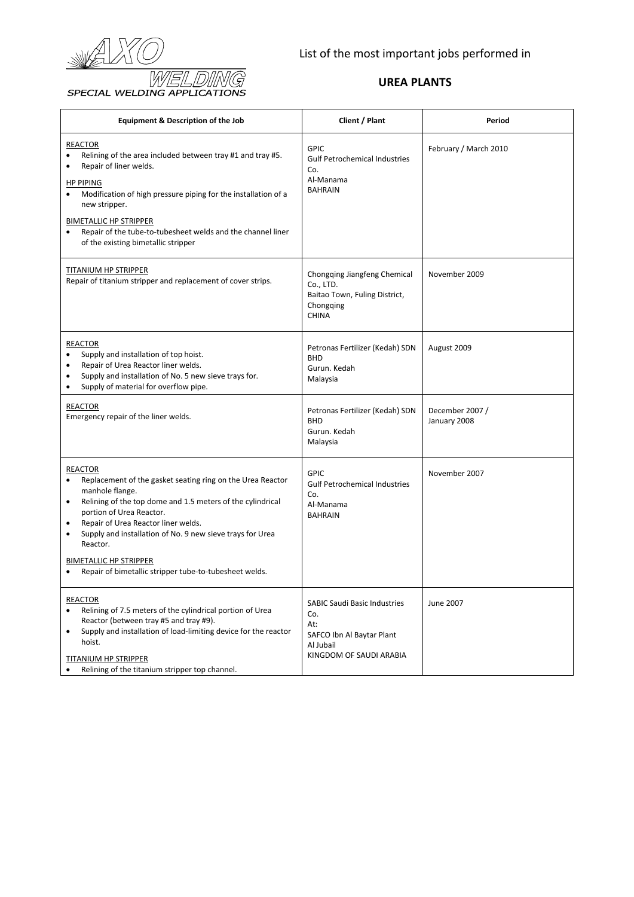AXO WELDING
SPECIAL WELDING APPLICATIONS

List of the most important jobs performed in

## UREA PLANTS

| Equipment & Description of the Job | Client / Plant | Period |
|---|---|---|
| <u>REACTOR</u><br>• Relining of the area included between tray #1 and tray #5.<br>• Repair of liner welds.<br><u>HP PIPING</u><br>• Modification of high pressure piping for the installation of a new stripper.<br><u>BIMETALLIC HP STRIPPER</u><br>• Repair of the tube-to-tubesheet welds and the channel liner of the existing bimetallic stripper | GPIC<br>Gulf Petrochemical Industries Co.<br>Al-Manama<br>BAHRAIN | February / March 2010 |
| <u>TITANIUM HP STRIPPER</u><br>Repair of titanium stripper and replacement of cover strips. | Chongqing Jiangfeng Chemical Co., LTD.<br>Baitao Town, Fuling District, Chongqing<br>CHINA | November 2009 |
| <u>REACTOR</u><br>• Supply and installation of top hoist.<br>• Repair of Urea Reactor liner welds.<br>• Supply and installation of No. 5 new sieve trays for.<br>• Supply of material for overflow pipe. | Petronas Fertilizer (Kedah) SDN BHD<br>Gurun. Kedah<br>Malaysia | August 2009 |
| <u>REACTOR</u><br>Emergency repair of the liner welds. | Petronas Fertilizer (Kedah) SDN BHD<br>Gurun. Kedah<br>Malaysia | December 2007 / January 2008 |
| <u>REACTOR</u><br>• Replacement of the gasket seating ring on the Urea Reactor manhole flange.<br>• Relining of the top dome and 1.5 meters of the cylindrical portion of Urea Reactor.<br>• Repair of Urea Reactor liner welds.<br>• Supply and installation of No. 9 new sieve trays for Urea Reactor.<br><u>BIMETALLIC HP STRIPPER</u><br>• Repair of bimetallic stripper tube-to-tubesheet welds. | GPIC<br>Gulf Petrochemical Industries Co.<br>Al-Manama<br>BAHRAIN | November 2007 |
| <u>REACTOR</u><br>• Relining of 7.5 meters of the cylindrical portion of Urea Reactor (between tray #5 and tray #9).<br>• Supply and installation of load-limiting device for the reactor hoist.<br><u>TITANIUM HP STRIPPER</u><br>• Relining of the titanium stripper top channel. | SABIC Saudi Basic Industries Co.<br>At:<br>SAFCO Ibn Al Baytar Plant<br>Al Jubail<br>KINGDOM OF SAUDI ARABIA | June 2007 |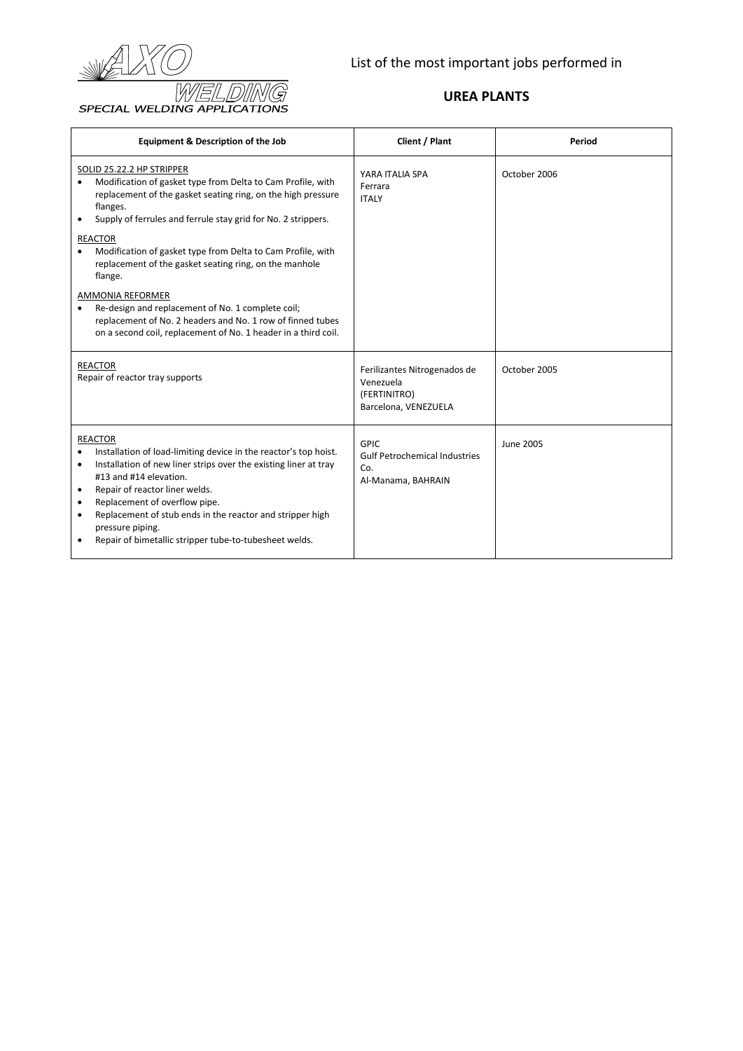AXO WELDING
SPECIAL WELDING APPLICATIONS

List of the most important jobs performed in

## UREA PLANTS

| Equipment & Description of the Job | Client / Plant | Period |
|---|---|---|
| SOLID 25.22.2 HP STRIPPER<br>• Modification of gasket type from Delta to Cam Profile, with replacement of the gasket seating ring, on the high pressure flanges.<br>• Supply of ferrules and ferrule stay grid for No. 2 strippers.<br><br>REACTOR<br>• Modification of gasket type from Delta to Cam Profile, with replacement of the gasket seating ring, on the manhole flange.<br><br>AMMONIA REFORMER<br>• Re-design and replacement of No. 1 complete coil; replacement of No. 2 headers and No. 1 row of finned tubes on a second coil, replacement of No. 1 header in a third coil. | YARA ITALIA SPA<br>Ferrara<br>ITALY | October 2006 |
| REACTOR<br>Repair of reactor tray supports | Ferilizantes Nitrogenados de Venezuela<br>(FERTINITRO)<br>Barcelona, VENEZUELA | October 2005 |
| REACTOR<br>• Installation of load-limiting device in the reactor's top hoist.<br>• Installation of new liner strips over the existing liner at tray #13 and #14 elevation.<br>• Repair of reactor liner welds.<br>• Replacement of overflow pipe.<br>• Replacement of stub ends in the reactor and stripper high pressure piping.<br>• Repair of bimetallic stripper tube-to-tubesheet welds. | GPIC<br>Gulf Petrochemical Industries Co.<br>Al-Manama, BAHRAIN | June 2005 |